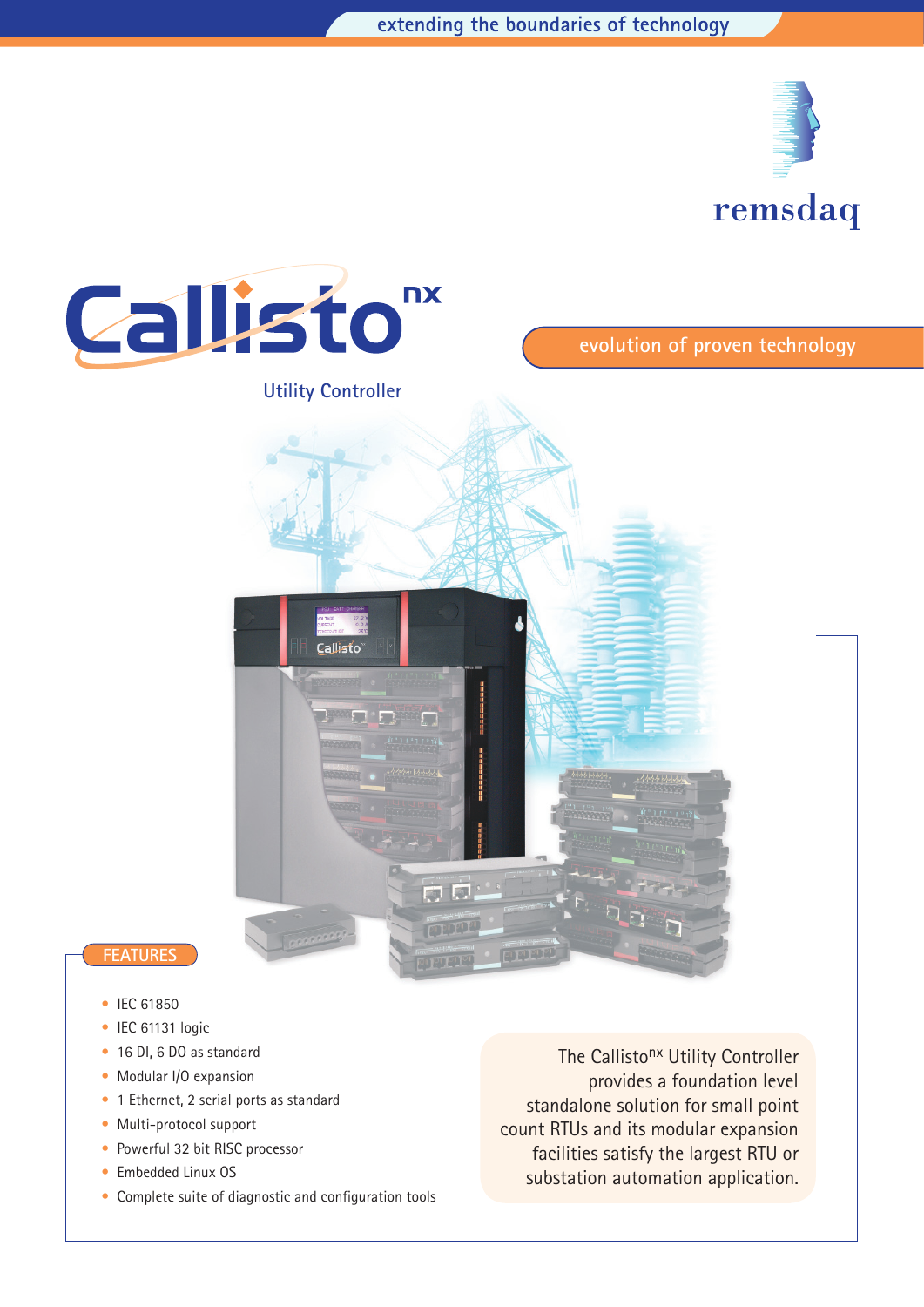extending the boundaries of technology

remsdaq

# Callisto$^{nx}$

Utility Controller

evolution of proven technology

## FEATURES

- IEC 61850
- IEC 61131 logic
- 16 DI, 6 DO as standard
- Modular I/O expansion
- 1 Ethernet, 2 serial ports as standard
- Multi-protocol support
- Powerful 32 bit RISC processor
- Embedded Linux OS
- Complete suite of diagnostic and configuration tools

The Callisto$^{nx}$ Utility Controller provides a foundation level standalone solution for small point count RTUs and its modular expansion facilities satisfy the largest RTU or substation automation application.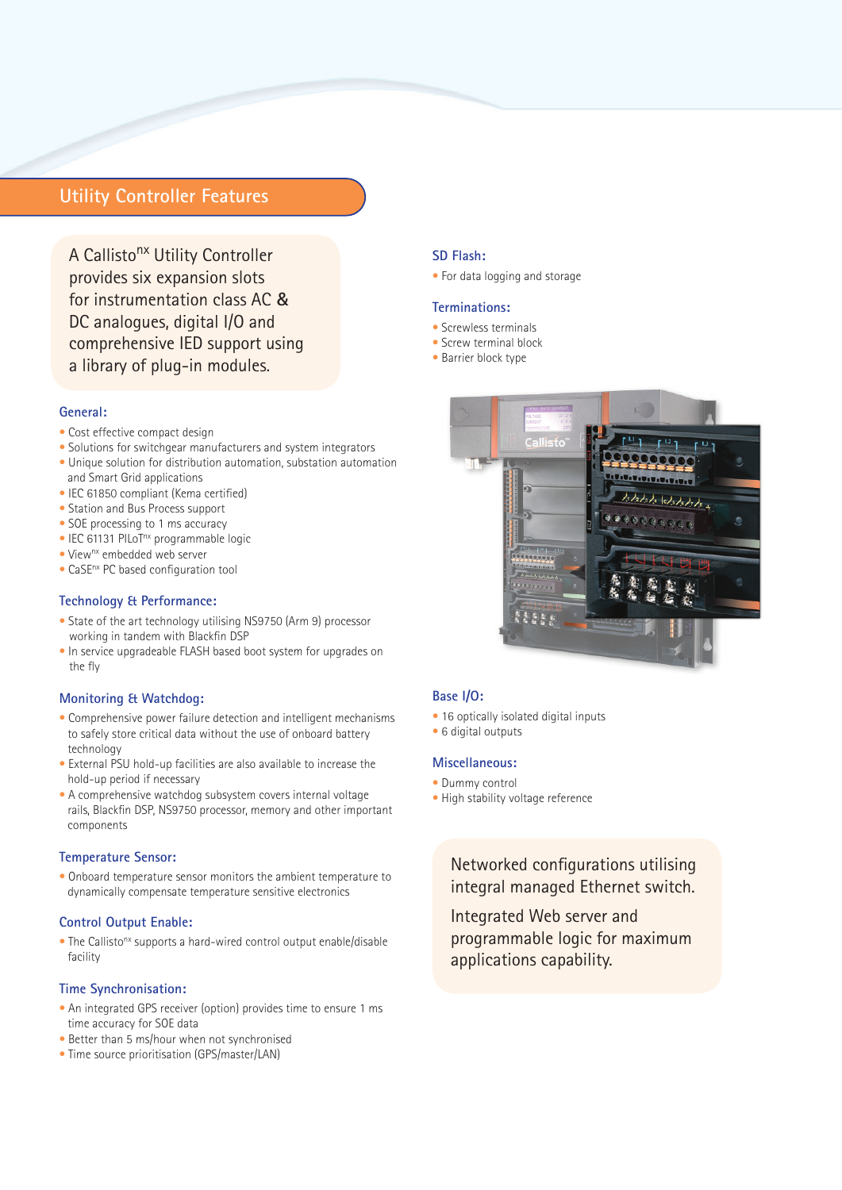## Utility Controller Features

A Callisto$^{nx}$ Utility Controller provides six expansion slots for instrumentation class AC & DC analogues, digital I/O and comprehensive IED support using a library of plug-in modules.

### General:

- Cost effective compact design
- Solutions for switchgear manufacturers and system integrators
- Unique solution for distribution automation, substation automation and Smart Grid applications
- IEC 61850 compliant (Kema certified)
- Station and Bus Process support
- SOE processing to 1 ms accuracy
- IEC 61131 PILoT$^{nx}$ programmable logic
- View$^{nx}$ embedded web server
- CaSE$^{nx}$ PC based configuration tool

### Technology & Performance:

- State of the art technology utilising NS9750 (Arm 9) processor working in tandem with Blackfin DSP
- In service upgradeable FLASH based boot system for upgrades on the fly

### Monitoring & Watchdog:

- Comprehensive power failure detection and intelligent mechanisms to safely store critical data without the use of onboard battery technology
- External PSU hold-up facilities are also available to increase the hold-up period if necessary
- A comprehensive watchdog subsystem covers internal voltage rails, Blackfin DSP, NS9750 processor, memory and other important components

### Temperature Sensor:

- Onboard temperature sensor monitors the ambient temperature to dynamically compensate temperature sensitive electronics

### Control Output Enable:

- The Callisto$^{nx}$ supports a hard-wired control output enable/disable facility

### Time Synchronisation:

- An integrated GPS receiver (option) provides time to ensure 1 ms time accuracy for SOE data
- Better than 5 ms/hour when not synchronised
- Time source prioritisation (GPS/master/LAN)

### SD Flash:

- For data logging and storage

### Terminations:

- Screwless terminals
- Screw terminal block
- Barrier block type

### Base I/O:

- 16 optically isolated digital inputs
- 6 digital outputs

### Miscellaneous:

- Dummy control
- High stability voltage reference

Networked configurations utilising integral managed Ethernet switch.

Integrated Web server and programmable logic for maximum applications capability.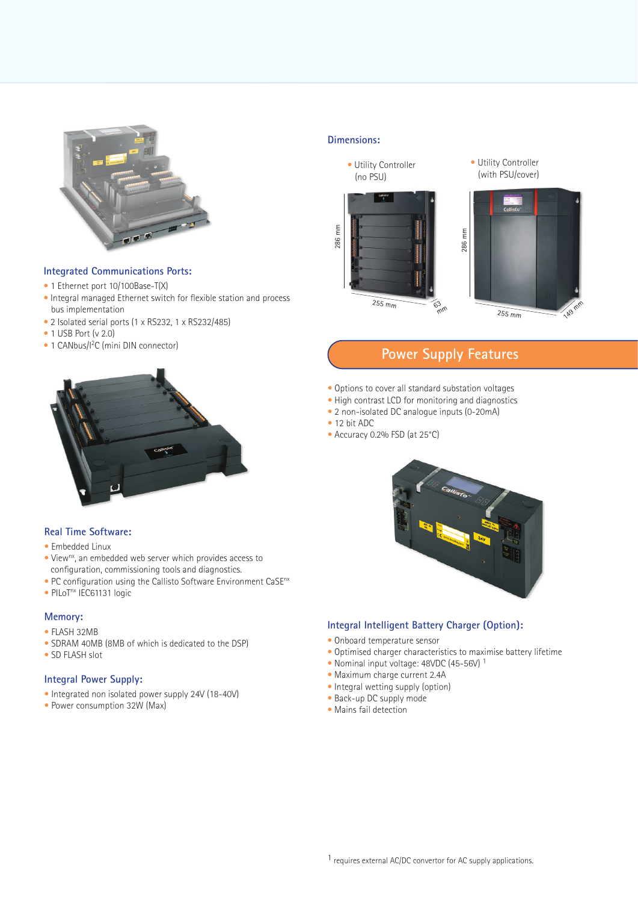## Integrated Communications Ports:

- 1 Ethernet port 10/100Base-T(X)
- Integral managed Ethernet switch for flexible station and process bus implementation
- 2 Isolated serial ports (1 x RS232, 1 x RS232/485)
- 1 USB Port (v 2.0)
- 1 CANbus/I²C (mini DIN connector)

## Real Time Software:

- Embedded Linux
- View^nx, an embedded web server which provides access to configuration, commissioning tools and diagnostics.
- PC configuration using the Callisto Software Environment CaSE^nx
- PILoT^nx IEC61131 logic

## Memory:

- FLASH 32MB
- SDRAM 40MB (8MB of which is dedicated to the DSP)
- SD FLASH slot

## Integral Power Supply:

- Integrated non isolated power supply 24V (18-40V)
- Power consumption 32W (Max)

## Dimensions:

- Utility Controller (no PSU)

286 mm
255 mm
63 mm

- Utility Controller (with PSU/cover)

286 mm
255 mm
149 mm

## Power Supply Features

- Options to cover all standard substation voltages
- High contrast LCD for monitoring and diagnostics
- 2 non-isolated DC analogue inputs (0-20mA)
- 12 bit ADC
- Accuracy 0.2% FSD (at 25°C)

## Integral Intelligent Battery Charger (Option):

- Onboard temperature sensor
- Optimised charger characteristics to maximise battery lifetime
- Nominal input voltage: 48VDC (45-56V) [1]
- Maximum charge current 2.4A
- Integral wetting supply (option)
- Back-up DC supply mode
- Mains fail detection

[1] requires external AC/DC convertor for AC supply applications.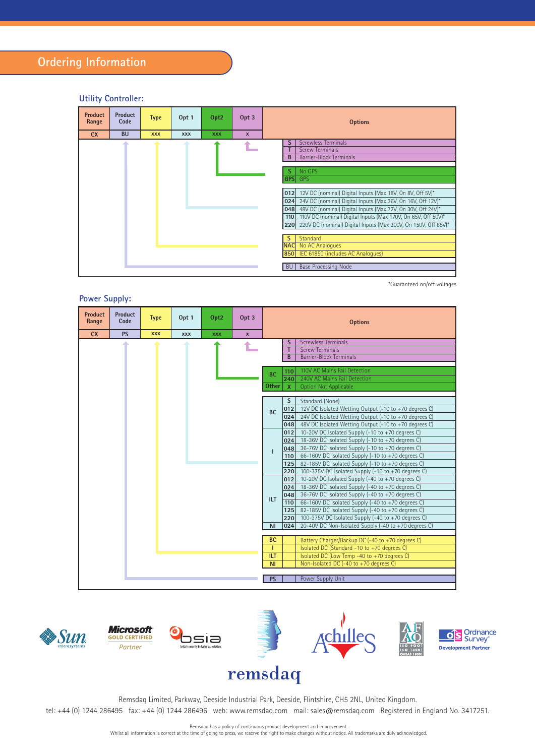# Ordering Information

## Utility Controller:

| Product Range | Product Code | Type | Opt 1 | Opt2 | Opt 3 |
|---|---|---|---|---|---|
| CX | BU | xxx | xxx | xxx | x |

**Options**

Opt 3:

| Code | Description |
|---|---|
| S | Screwless Terminals |
| T | Screw Terminals |
| B | Barrier-Block Terminals |

Opt2:

| Code | Description |
|---|---|
| S | No GPS |
| GPS | GPS |

Opt 1:

| Code | Description |
|---|---|
| 012 | 12V DC (nominal) Digital Inputs (Max 18V, On 8V, Off 5V)* |
| 024 | 24V DC (nominal) Digital Inputs (Max 36V, On 16V, Off 12V)* |
| 048 | 48V DC (nominal) Digital Inputs (Max 72V, On 30V, Off 24V)* |
| 110 | 110V DC (nominal) Digital Inputs (Max 170V, On 65V, Off 50V)* |
| 220 | 220V DC (nominal) Digital Inputs (Max 300V, On 150V, Off 85V)* |

Type:

| Code | Description |
|---|---|
| S | Standard |
| NAC | No AC Analogues |
| 850 | IEC 61850 (includes AC Analogues) |

Product Code:

| Code | Description |
|---|---|
| BU | Base Processing Node |

*Guaranteed on/off voltages

## Power Supply:

| Product Range | Product Code | Type | Opt 1 | Opt2 | Opt 3 |
|---|---|---|---|---|---|
| CX | PS | xxx | xxx | xxx | x |

**Options**

Opt 3:

| Code | Description |
|---|---|
| S | Screwless Terminals |
| T | Screw Terminals |
| B | Barrier-Block Terminals |

Opt2:

| Type | Code | Description |
|---|---|---|
| BC | 110 | 110V AC Mains Fail Detection |
| | 240 | 240V AC Mains Fail Detection |
| Other | X | Option Not Applicable |

Opt 1:

| Type | Code | Description |
|---|---|---|
| | S | Standard (None) |
| BC | 012 | 12V DC Isolated Wetting Output (-10 to +70 degrees C) |
| | 024 | 24V DC Isolated Wetting Output (-10 to +70 degrees C) |
| | 048 | 48V DC Isolated Wetting Output (-10 to +70 degrees C) |
| I | 012 | 10-20V DC Isolated Supply (-10 to +70 degrees C) |
| | 024 | 18-36V DC Isolated Supply (-10 to +70 degrees C) |
| | 048 | 36-76V DC Isolated Supply (-10 to +70 degrees C) |
| | 110 | 66-160V DC Isolated Supply (-10 to +70 degrees C) |
| | 125 | 82-185V DC Isolated Supply (-10 to +70 degrees C) |
| | 220 | 100-375V DC Isolated Supply (-10 to +70 degrees C) |
| ILT | 012 | 10-20V DC Isolated Supply (-40 to +70 degrees C) |
| | 024 | 18-36V DC Isolated Supply (-40 to +70 degrees C) |
| | 048 | 36-76V DC Isolated Supply (-40 to +70 degrees C) |
| | 110 | 66-160V DC Isolated Supply (-40 to +70 degrees C) |
| | 125 | 82-185V DC Isolated Supply (-40 to +70 degrees C) |
| | 220 | 100-375V DC Isolated Supply (-40 to +70 degrees C) |
| NI | 024 | 20-40V DC Non-Isolated Supply (-40 to +70 degrees C) |

Type:

| Code | Description |
|---|---|
| BC | Battery Charger/Backup DC (-40 to +70 degrees C) |
| I | Isolated DC (Standard -10 to +70 degrees C) |
| ILT | Isolated DC (Low Temp -40 to +70 degrees C) |
| NI | Non-Isolated DC (-40 to +70 degrees C) |

Product Code:

| Code | Description |
|---|---|
| PS | Power Supply Unit |

Sun microsystems — Microsoft GOLD CERTIFIED Partner — bsia british security industry association — remsdaq — Achilles — AFAQ ISO 9001 ISO 14001 OHSAS 18001 — Ordnance Survey Development Partner

Remsdaq Limited, Parkway, Deeside Industrial Park, Deeside, Flintshire, CH5 2NL, United Kingdom.
tel: +44 (0) 1244 286495 fax: +44 (0) 1244 286496 web: www.remsdaq.com mail: sales@remsdaq.com Registered in England No. 3417251.

Remsdaq has a policy of continuous product development and improvement.
Whilst all information is correct at the time of going to press, we reserve the right to make changes without notice. All trademarks are duly acknowledged.